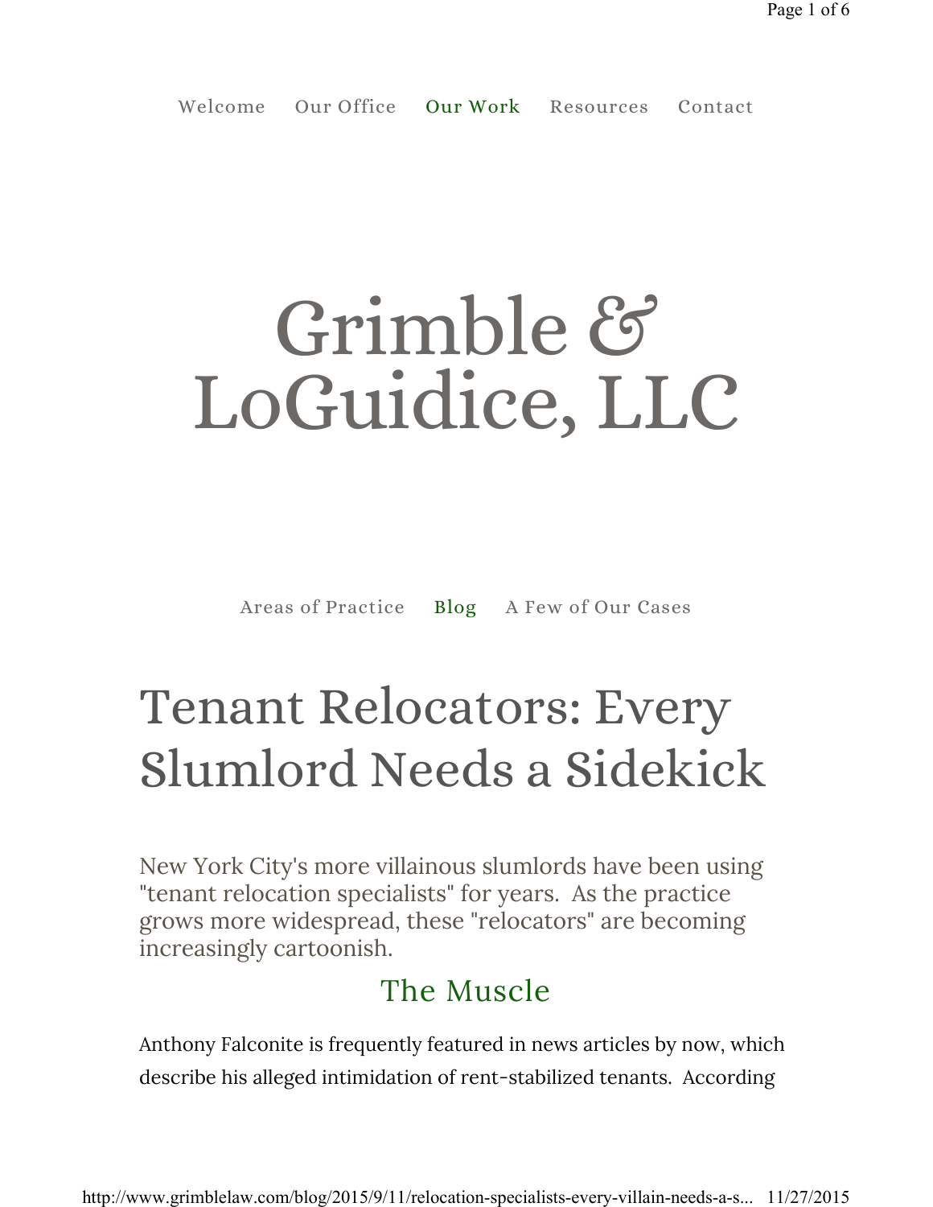Welcome Our Office Our Work Resources Contact

# Grimble & LoGuidice, LLC

Areas of Practice Blog A Few of Our Cases

## Tenant Relocators: Every Slumlord Needs a Sidekick

New York City's more villainous slumlords have been using "tenant relocation specialists" for years. As the practice grows more widespread, these "relocators" are becoming increasingly cartoonish.

### The Muscle

Anthony Falconite is frequently featured in news articles by now, which describe his alleged intimidation of rent-stabilized tenants. According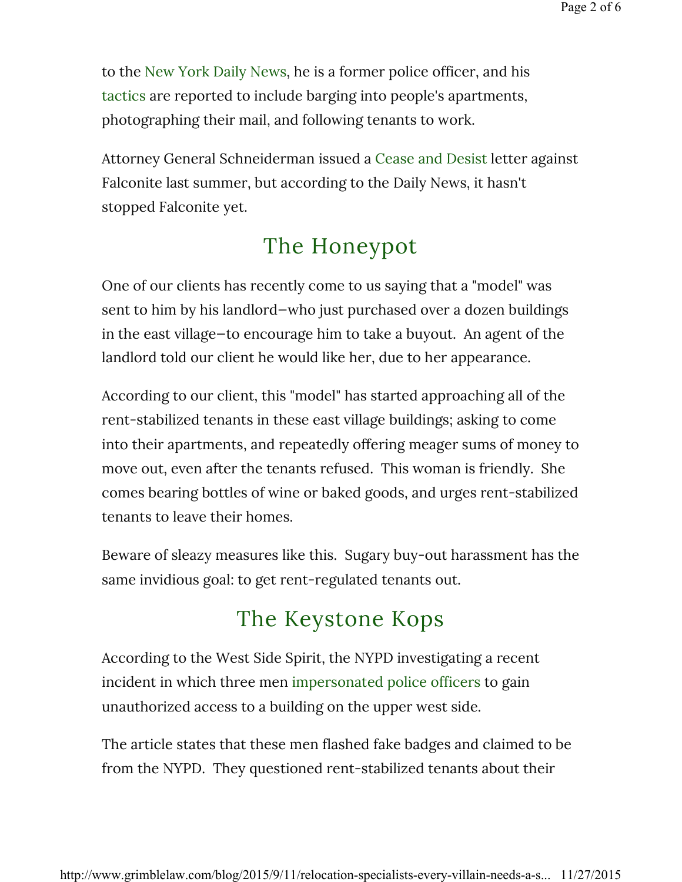to the New York Daily News, he is a former police officer, and his tactics are reported to include barging into people's apartments, photographing their mail, and following tenants to work.

Attorney General Schneiderman issued a Cease and Desist letter against Falconite last summer, but according to the Daily News, it hasn't stopped Falconite yet.

## The Honeypot

One of our clients has recently come to us saying that a "model" was sent to him by his landlord—who just purchased over a dozen buildings in the east village—to encourage him to take a buyout. An agent of the landlord told our client he would like her, due to her appearance.

According to our client, this "model" has started approaching all of the rent-stabilized tenants in these east village buildings; asking to come into their apartments, and repeatedly offering meager sums of money to move out, even after the tenants refused. This woman is friendly. She comes bearing bottles of wine or baked goods, and urges rent-stabilized tenants to leave their homes.

Beware of sleazy measures like this. Sugary buy-out harassment has the same invidious goal: to get rent-regulated tenants out.

## The Keystone Kops

According to the West Side Spirit, the NYPD investigating a recent incident in which three men impersonated police officers to gain unauthorized access to a building on the upper west side.

The article states that these men flashed fake badges and claimed to be from the NYPD. They questioned rent-stabilized tenants about their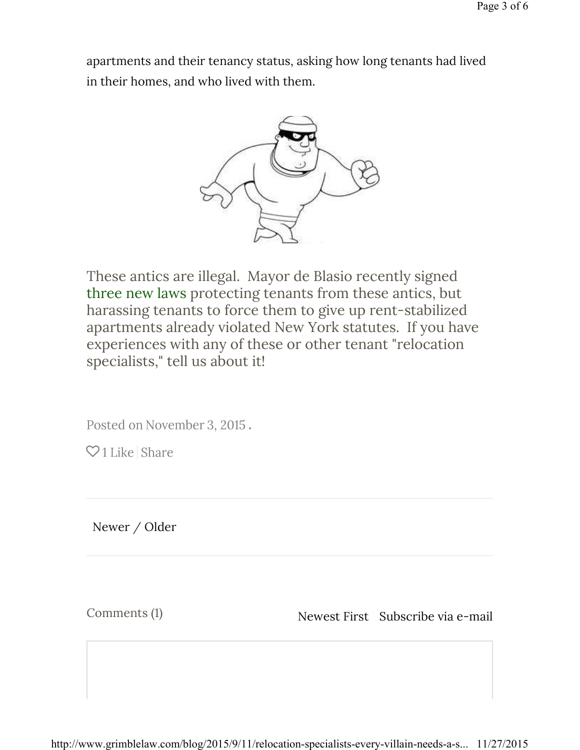apartments and their tenancy status, asking how long tenants had lived in their homes, and who lived with them.

These antics are illegal. Mayor de Blasio recently signed three new laws protecting tenants from these antics, but harassing tenants to force them to give up rent-stabilized apartments already violated New York statutes. If you have experiences with any of these or other tenant "relocation specialists," tell us about it!

Posted on November 3, 2015 .

1 Like | Share

Newer / Older

Comments (1)

Newest First   Subscribe via e-mail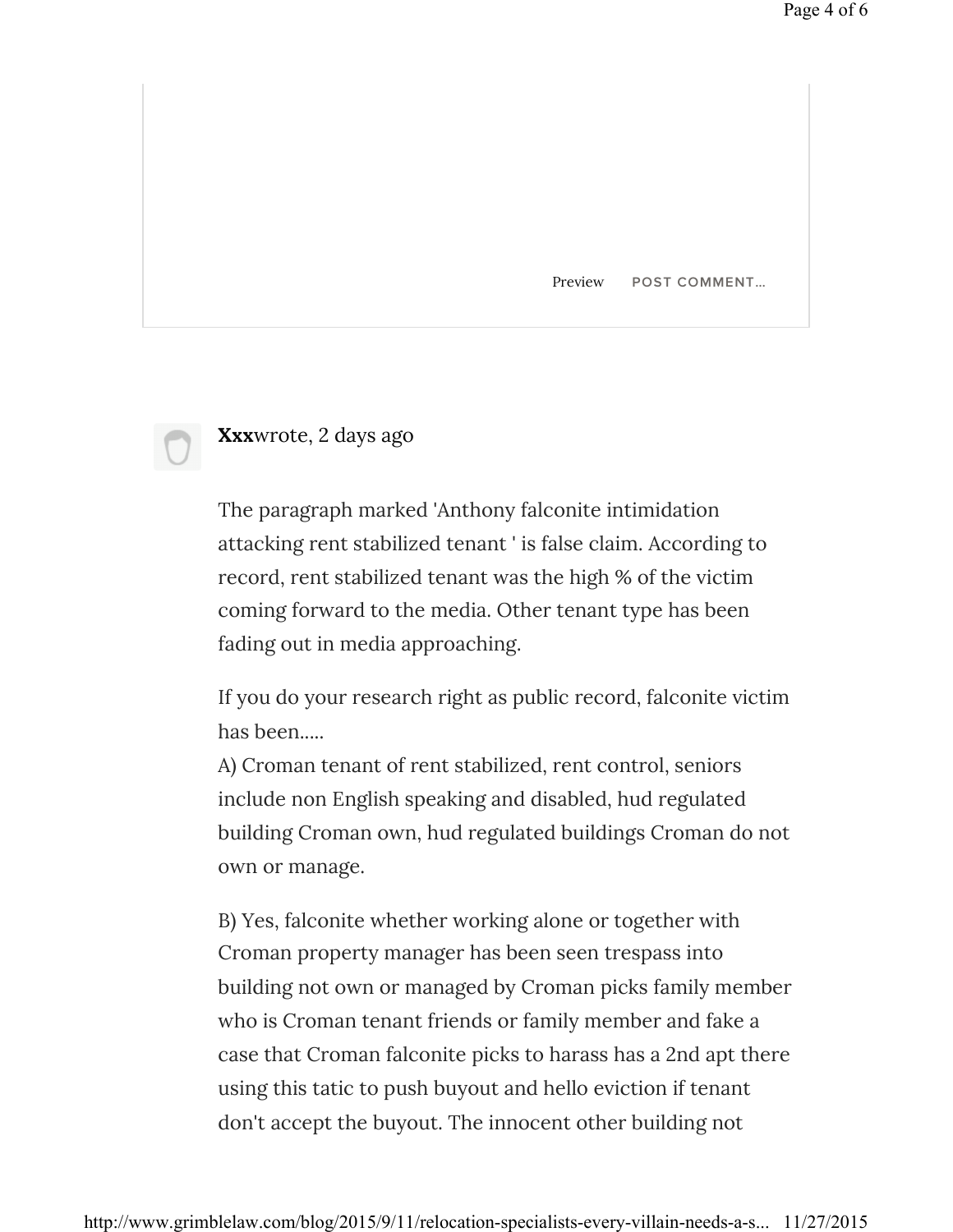Preview POST COMMENT…

**Xxx**wrote, 2 days ago

The paragraph marked 'Anthony falconite intimidation attacking rent stabilized tenant ' is false claim. According to record, rent stabilized tenant was the high % of the victim coming forward to the media. Other tenant type has been fading out in media approaching.

If you do your research right as public record, falconite victim has been.....

A) Croman tenant of rent stabilized, rent control, seniors include non English speaking and disabled, hud regulated building Croman own, hud regulated buildings Croman do not own or manage.

B) Yes, falconite whether working alone or together with Croman property manager has been seen trespass into building not own or managed by Croman picks family member who is Croman tenant friends or family member and fake a case that Croman falconite picks to harass has a 2nd apt there using this tatic to push buyout and hello eviction if tenant don't accept the buyout. The innocent other building not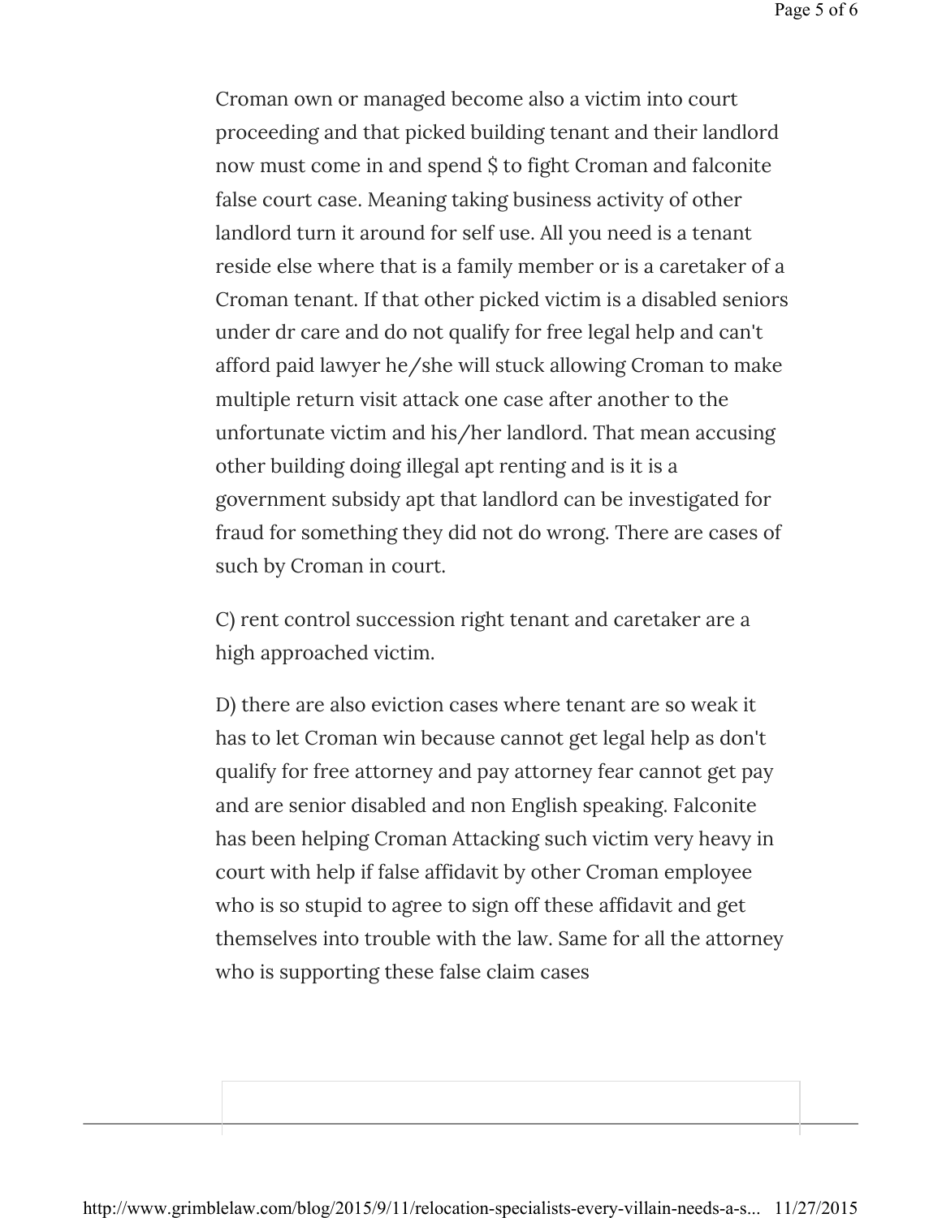Croman own or managed become also a victim into court proceeding and that picked building tenant and their landlord now must come in and spend $ to fight Croman and falconite false court case. Meaning taking business activity of other landlord turn it around for self use. All you need is a tenant reside else where that is a family member or is a caretaker of a Croman tenant. If that other picked victim is a disabled seniors under dr care and do not qualify for free legal help and can't afford paid lawyer he/she will stuck allowing Croman to make multiple return visit attack one case after another to the unfortunate victim and his/her landlord. That mean accusing other building doing illegal apt renting and is it is a government subsidy apt that landlord can be investigated for fraud for something they did not do wrong. There are cases of such by Croman in court.

C) rent control succession right tenant and caretaker are a high approached victim.

D) there are also eviction cases where tenant are so weak it has to let Croman win because cannot get legal help as don't qualify for free attorney and pay attorney fear cannot get pay and are senior disabled and non English speaking. Falconite has been helping Croman Attacking such victim very heavy in court with help if false affidavit by other Croman employee who is so stupid to agree to sign off these affidavit and get themselves into trouble with the law. Same for all the attorney who is supporting these false claim cases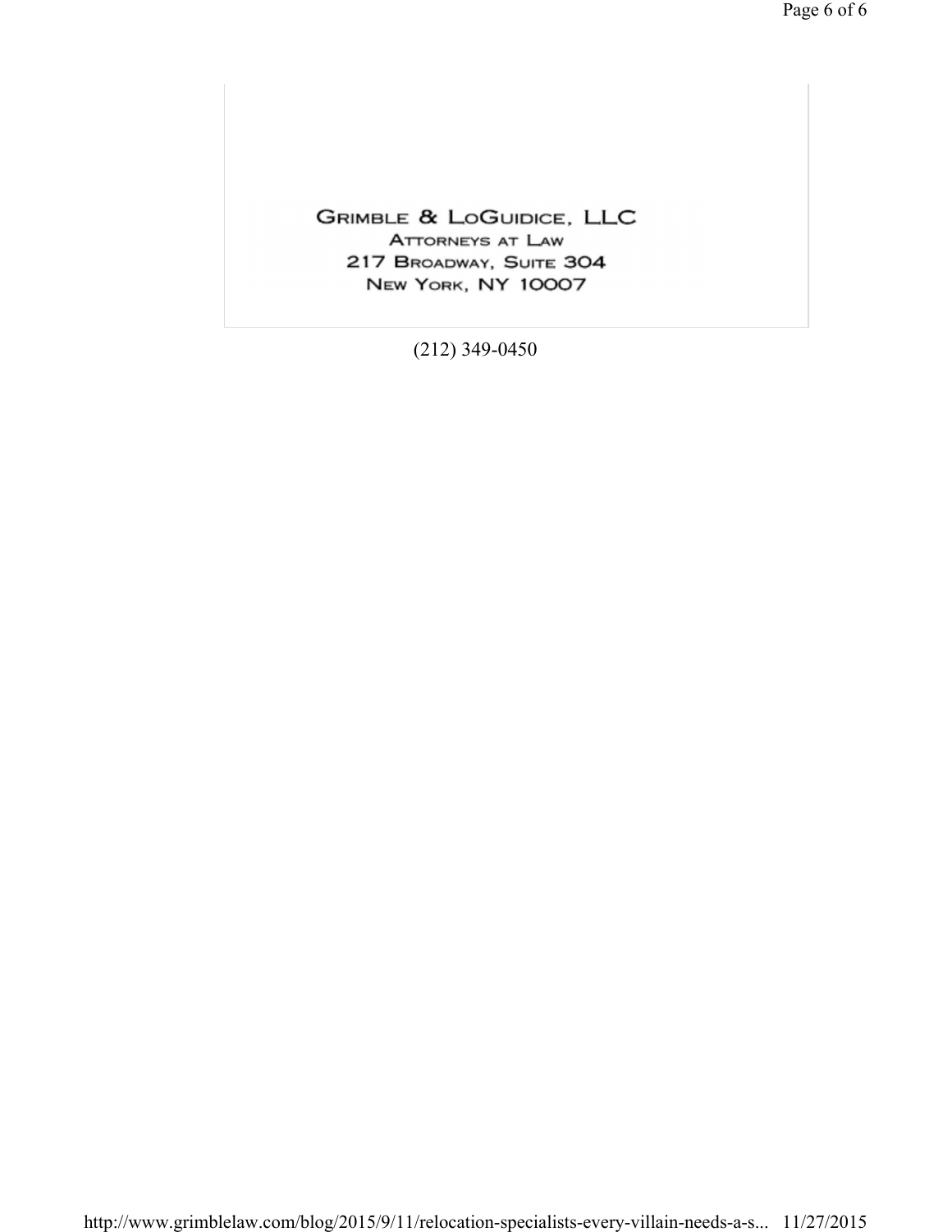GRIMBLE & LOGUIDICE, LLC
ATTORNEYS AT LAW
217 BROADWAY, SUITE 304
NEW YORK, NY 10007

(212) 349-0450